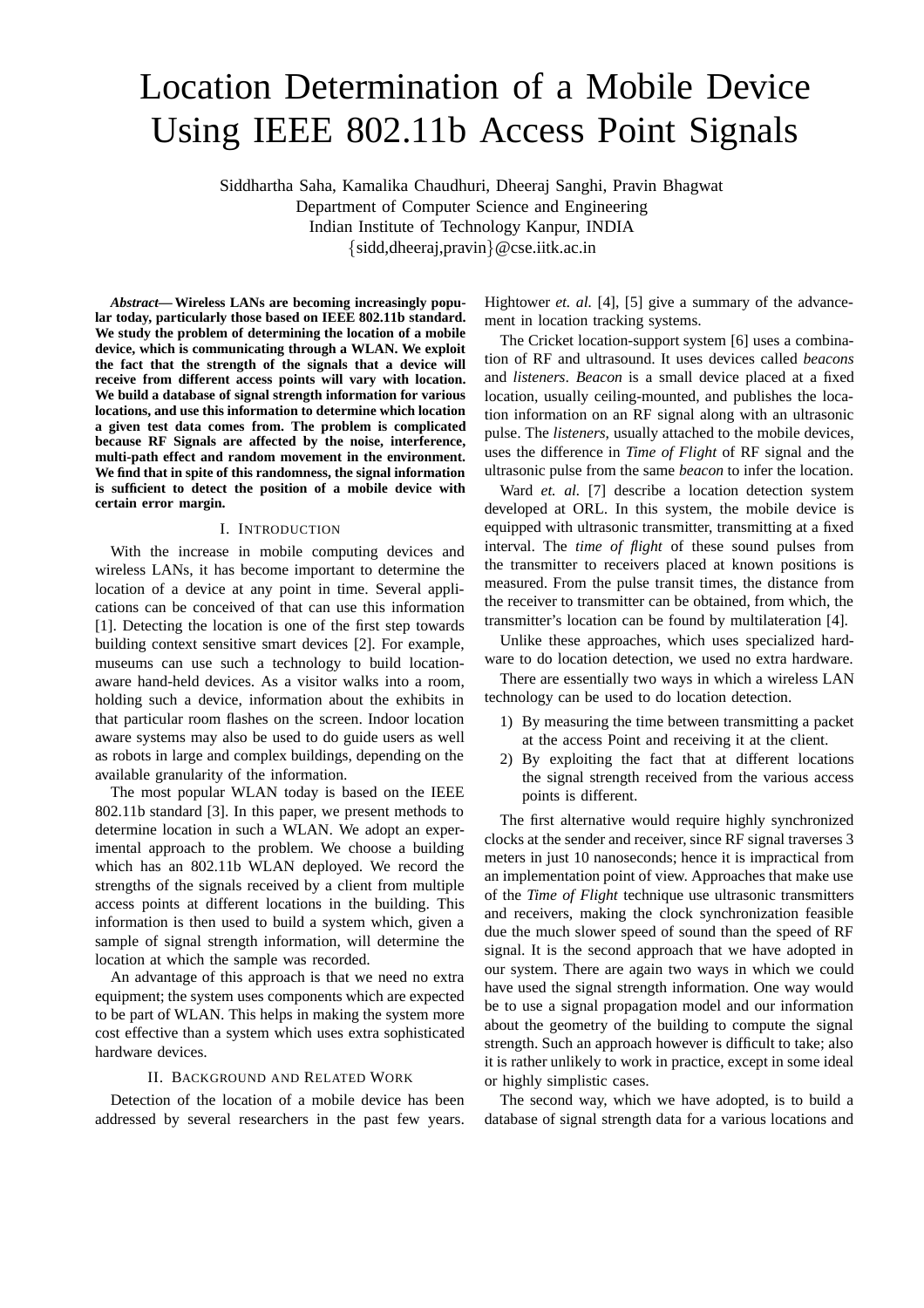# Location Determination of a Mobile Device Using IEEE 802.11b Access Point Signals

Siddhartha Saha, Kamalika Chaudhuri, Dheeraj Sanghi, Pravin Bhagwat
Department of Computer Science and Engineering
Indian Institute of Technology Kanpur, INDIA
{sidd,dheeraj,pravin}@cse.iitk.ac.in

***Abstract*— Wireless LANs are becoming increasingly popular today, particularly those based on IEEE 802.11b standard. We study the problem of determining the location of a mobile device, which is communicating through a WLAN. We exploit the fact that the strength of the signals that a device will receive from different access points will vary with location. We build a database of signal strength information for various locations, and use this information to determine which location a given test data comes from. The problem is complicated because RF Signals are affected by the noise, interference, multi-path effect and random movement in the environment. We find that in spite of this randomness, the signal information is sufficient to detect the position of a mobile device with certain error margin.**

## I. Introduction

With the increase in mobile computing devices and wireless LANs, it has become important to determine the location of a device at any point in time. Several applications can be conceived of that can use this information [1]. Detecting the location is one of the first step towards building context sensitive smart devices [2]. For example, museums can use such a technology to build location-aware hand-held devices. As a visitor walks into a room, holding such a device, information about the exhibits in that particular room flashes on the screen. Indoor location aware systems may also be used to do guide users as well as robots in large and complex buildings, depending on the available granularity of the information.

The most popular WLAN today is based on the IEEE 802.11b standard [3]. In this paper, we present methods to determine location in such a WLAN. We adopt an experimental approach to the problem. We choose a building which has an 802.11b WLAN deployed. We record the strengths of the signals received by a client from multiple access points at different locations in the building. This information is then used to build a system which, given a sample of signal strength information, will determine the location at which the sample was recorded.

An advantage of this approach is that we need no extra equipment; the system uses components which are expected to be part of WLAN. This helps in making the system more cost effective than a system which uses extra sophisticated hardware devices.

## II. Background and Related Work

Detection of the location of a mobile device has been addressed by several researchers in the past few years. Hightower *et. al.* [4], [5] give a summary of the advancement in location tracking systems.

The Cricket location-support system [6] uses a combination of RF and ultrasound. It uses devices called *beacons* and *listeners*. *Beacon* is a small device placed at a fixed location, usually ceiling-mounted, and publishes the location information on an RF signal along with an ultrasonic pulse. The *listeners*, usually attached to the mobile devices, uses the difference in *Time of Flight* of RF signal and the ultrasonic pulse from the same *beacon* to infer the location.

Ward *et. al.* [7] describe a location detection system developed at ORL. In this system, the mobile device is equipped with ultrasonic transmitter, transmitting at a fixed interval. The *time of flight* of these sound pulses from the transmitter to receivers placed at known positions is measured. From the pulse transit times, the distance from the receiver to transmitter can be obtained, from which, the transmitter's location can be found by multilateration [4].

Unlike these approaches, which uses specialized hardware to do location detection, we used no extra hardware.

There are essentially two ways in which a wireless LAN technology can be used to do location detection.

1) By measuring the time between transmitting a packet at the access Point and receiving it at the client.
2) By exploiting the fact that at different locations the signal strength received from the various access points is different.

The first alternative would require highly synchronized clocks at the sender and receiver, since RF signal traverses 3 meters in just 10 nanoseconds; hence it is impractical from an implementation point of view. Approaches that make use of the *Time of Flight* technique use ultrasonic transmitters and receivers, making the clock synchronization feasible due the much slower speed of sound than the speed of RF signal. It is the second approach that we have adopted in our system. There are again two ways in which we could have used the signal strength information. One way would be to use a signal propagation model and our information about the geometry of the building to compute the signal strength. Such an approach however is difficult to take; also it is rather unlikely to work in practice, except in some ideal or highly simplistic cases.

The second way, which we have adopted, is to build a database of signal strength data for a various locations and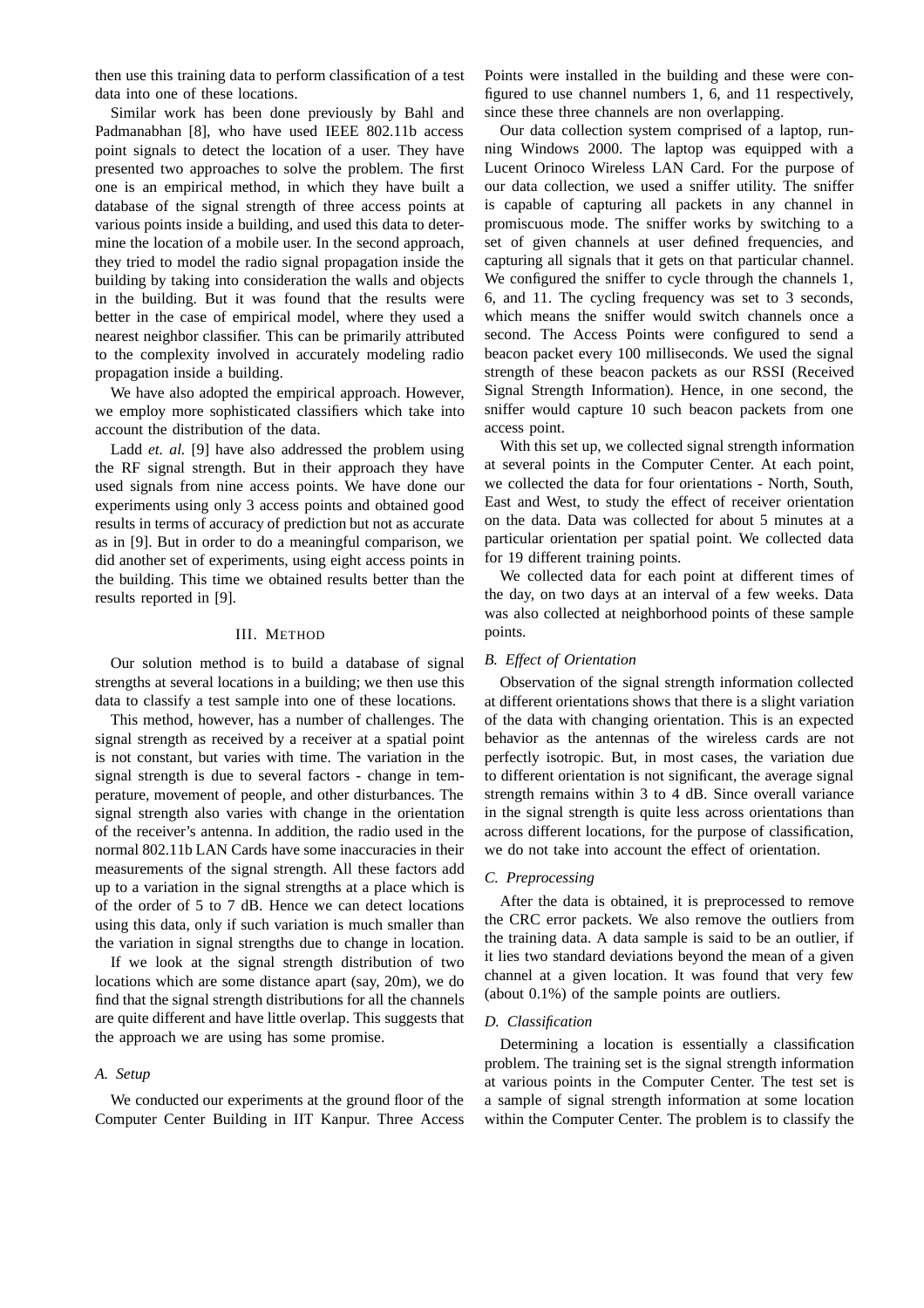then use this training data to perform classification of a test data into one of these locations.

Similar work has been done previously by Bahl and Padmanabhan [8], who have used IEEE 802.11b access point signals to detect the location of a user. They have presented two approaches to solve the problem. The first one is an empirical method, in which they have built a database of the signal strength of three access points at various points inside a building, and used this data to determine the location of a mobile user. In the second approach, they tried to model the radio signal propagation inside the building by taking into consideration the walls and objects in the building. But it was found that the results were better in the case of empirical model, where they used a nearest neighbor classifier. This can be primarily attributed to the complexity involved in accurately modeling radio propagation inside a building.

We have also adopted the empirical approach. However, we employ more sophisticated classifiers which take into account the distribution of the data.

Ladd *et. al.* [9] have also addressed the problem using the RF signal strength. But in their approach they have used signals from nine access points. We have done our experiments using only 3 access points and obtained good results in terms of accuracy of prediction but not as accurate as in [9]. But in order to do a meaningful comparison, we did another set of experiments, using eight access points in the building. This time we obtained results better than the results reported in [9].

## III. Method

Our solution method is to build a database of signal strengths at several locations in a building; we then use this data to classify a test sample into one of these locations.

This method, however, has a number of challenges. The signal strength as received by a receiver at a spatial point is not constant, but varies with time. The variation in the signal strength is due to several factors - change in temperature, movement of people, and other disturbances. The signal strength also varies with change in the orientation of the receiver's antenna. In addition, the radio used in the normal 802.11b LAN Cards have some inaccuracies in their measurements of the signal strength. All these factors add up to a variation in the signal strengths at a place which is of the order of 5 to 7 dB. Hence we can detect locations using this data, only if such variation is much smaller than the variation in signal strengths due to change in location.

If we look at the signal strength distribution of two locations which are some distance apart (say, 20m), we do find that the signal strength distributions for all the channels are quite different and have little overlap. This suggests that the approach we are using has some promise.

### A. Setup

We conducted our experiments at the ground floor of the Computer Center Building in IIT Kanpur. Three Access Points were installed in the building and these were configured to use channel numbers 1, 6, and 11 respectively, since these three channels are non overlapping.

Our data collection system comprised of a laptop, running Windows 2000. The laptop was equipped with a Lucent Orinoco Wireless LAN Card. For the purpose of our data collection, we used a sniffer utility. The sniffer is capable of capturing all packets in any channel in promiscuous mode. The sniffer works by switching to a set of given channels at user defined frequencies, and capturing all signals that it gets on that particular channel. We configured the sniffer to cycle through the channels 1, 6, and 11. The cycling frequency was set to 3 seconds, which means the sniffer would switch channels once a second. The Access Points were configured to send a beacon packet every 100 milliseconds. We used the signal strength of these beacon packets as our RSSI (Received Signal Strength Information). Hence, in one second, the sniffer would capture 10 such beacon packets from one access point.

With this set up, we collected signal strength information at several points in the Computer Center. At each point, we collected the data for four orientations - North, South, East and West, to study the effect of receiver orientation on the data. Data was collected for about 5 minutes at a particular orientation per spatial point. We collected data for 19 different training points.

We collected data for each point at different times of the day, on two days at an interval of a few weeks. Data was also collected at neighborhood points of these sample points.

### B. Effect of Orientation

Observation of the signal strength information collected at different orientations shows that there is a slight variation of the data with changing orientation. This is an expected behavior as the antennas of the wireless cards are not perfectly isotropic. But, in most cases, the variation due to different orientation is not significant, the average signal strength remains within 3 to 4 dB. Since overall variance in the signal strength is quite less across orientations than across different locations, for the purpose of classification, we do not take into account the effect of orientation.

### C. Preprocessing

After the data is obtained, it is preprocessed to remove the CRC error packets. We also remove the outliers from the training data. A data sample is said to be an outlier, if it lies two standard deviations beyond the mean of a given channel at a given location. It was found that very few (about 0.1%) of the sample points are outliers.

### D. Classification

Determining a location is essentially a classification problem. The training set is the signal strength information at various points in the Computer Center. The test set is a sample of signal strength information at some location within the Computer Center. The problem is to classify the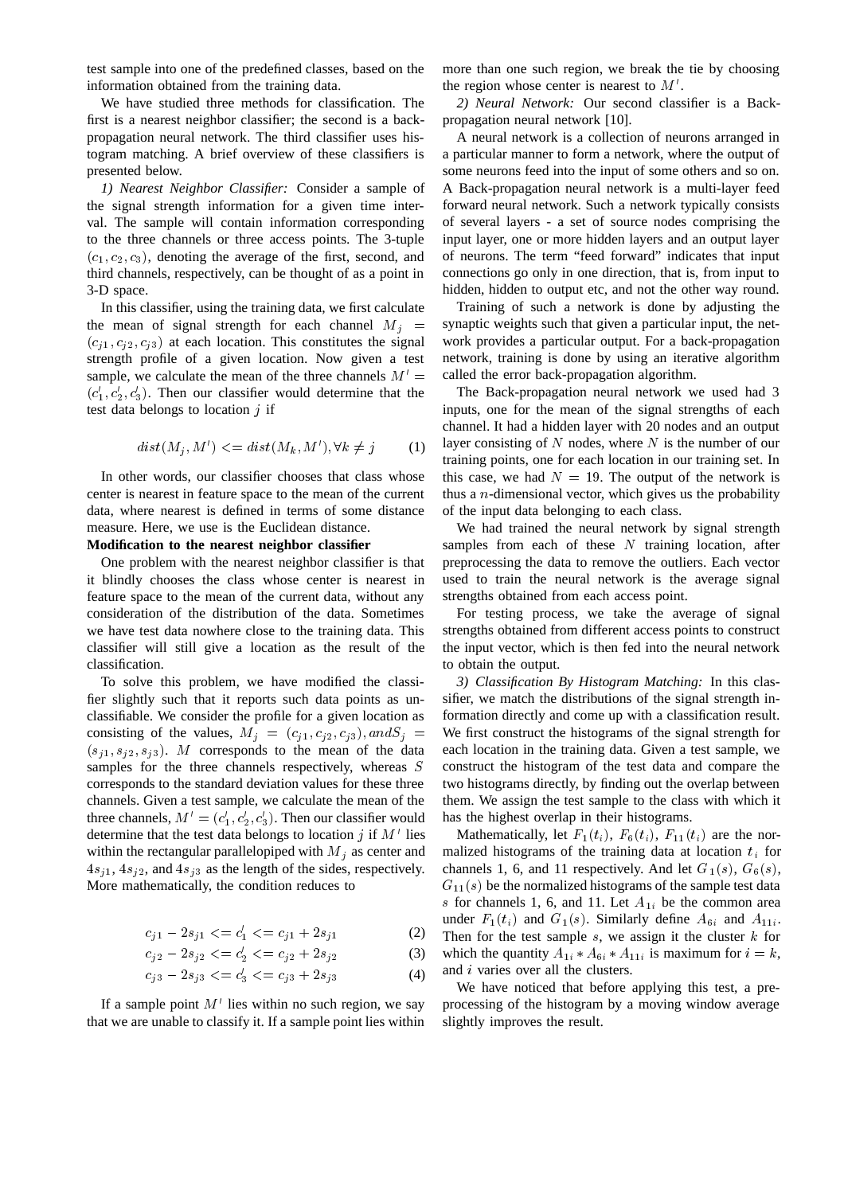test sample into one of the predefined classes, based on the information obtained from the training data.

We have studied three methods for classification. The first is a nearest neighbor classifier; the second is a back-propagation neural network. The third classifier uses histogram matching. A brief overview of these classifiers is presented below.

*1) Nearest Neighbor Classifier:* Consider a sample of the signal strength information for a given time interval. The sample will contain information corresponding to the three channels or three access points. The 3-tuple $(c_1, c_2, c_3)$, denoting the average of the first, second, and third channels, respectively, can be thought of as a point in 3-D space.

In this classifier, using the training data, we first calculate the mean of signal strength for each channel $M_j = (c_{j1}, c_{j2}, c_{j3})$ at each location. This constitutes the signal strength profile of a given location. Now given a test sample, we calculate the mean of the three channels $M' = (c_1', c_2', c_3')$. Then our classifier would determine that the test data belongs to location $j$ if

$$dist(M_j, M') <= dist(M_k, M'), \forall k \neq j \tag{1}$$

In other words, our classifier chooses that class whose center is nearest in feature space to the mean of the current data, where nearest is defined in terms of some distance measure. Here, we use is the Euclidean distance.

**Modification to the nearest neighbor classifier**

One problem with the nearest neighbor classifier is that it blindly chooses the class whose center is nearest in feature space to the mean of the current data, without any consideration of the distribution of the data. Sometimes we have test data nowhere close to the training data. This classifier will still give a location as the result of the classification.

To solve this problem, we have modified the classifier slightly such that it reports such data points as unclassifiable. We consider the profile for a given location as consisting of the values, $M_j = (c_{j1}, c_{j2}, c_{j3}), and S_j = (s_{j1}, s_{j2}, s_{j3})$. $M$ corresponds to the mean of the data samples for the three channels respectively, whereas $S$ corresponds to the standard deviation values for these three channels. Given a test sample, we calculate the mean of the three channels, $M' = (c_1', c_2', c_3')$. Then our classifier would determine that the test data belongs to location $j$ if $M'$ lies within the rectangular parallelopiped with $M_j$ as center and $4s_{j1}$, $4s_{j2}$, and $4s_{j3}$ as the length of the sides, respectively. More mathematically, the condition reduces to

$$c_{j1} - 2s_{j1} <= c_1' <= c_{j1} + 2s_{j1} \tag{2}$$

$$c_{j2} - 2s_{j2} <= c_2' <= c_{j2} + 2s_{j2} \tag{3}$$

$$c_{j3} - 2s_{j3} <= c_3' <= c_{j3} + 2s_{j3} \tag{4}$$

If a sample point $M'$ lies within no such region, we say that we are unable to classify it. If a sample point lies within more than one such region, we break the tie by choosing the region whose center is nearest to $M'$.

*2) Neural Network:* Our second classifier is a Back-propagation neural network [10].

A neural network is a collection of neurons arranged in a particular manner to form a network, where the output of some neurons feed into the input of some others and so on. A Back-propagation neural network is a multi-layer feed forward neural network. Such a network typically consists of several layers - a set of source nodes comprising the input layer, one or more hidden layers and an output layer of neurons. The term "feed forward" indicates that input connections go only in one direction, that is, from input to hidden, hidden to output etc, and not the other way round.

Training of such a network is done by adjusting the synaptic weights such that given a particular input, the network provides a particular output. For a back-propagation network, training is done by using an iterative algorithm called the error back-propagation algorithm.

The Back-propagation neural network we used had 3 inputs, one for the mean of the signal strengths of each channel. It had a hidden layer with 20 nodes and an output layer consisting of $N$ nodes, where $N$ is the number of our training points, one for each location in our training set. In this case, we had $N = 19$. The output of the network is thus a $n$-dimensional vector, which gives us the probability of the input data belonging to each class.

We had trained the neural network by signal strength samples from each of these $N$ training location, after preprocessing the data to remove the outliers. Each vector used to train the neural network is the average signal strengths obtained from each access point.

For testing process, we take the average of signal strengths obtained from different access points to construct the input vector, which is then fed into the neural network to obtain the output.

*3) Classification By Histogram Matching:* In this classifier, we match the distributions of the signal strength information directly and come up with a classification result. We first construct the histograms of the signal strength for each location in the training data. Given a test sample, we construct the histogram of the test data and compare the two histograms directly, by finding out the overlap between them. We assign the test sample to the class with which it has the highest overlap in their histograms.

Mathematically, let $F_1(t_i)$, $F_6(t_i)$, $F_{11}(t_i)$ are the normalized histograms of the training data at location $t_i$ for channels 1, 6, and 11 respectively. And let $G_1(s)$, $G_6(s)$, $G_{11}(s)$ be the normalized histograms of the sample test data $s$ for channels 1, 6, and 11. Let $A_{1i}$ be the common area under $F_1(t_i)$ and $G_1(s)$. Similarly define $A_{6i}$ and $A_{11i}$. Then for the test sample $s$, we assign it the cluster $k$ for which the quantity $A_{1i} * A_{6i} * A_{11i}$ is maximum for $i = k$, and $i$ varies over all the clusters.

We have noticed that before applying this test, a preprocessing of the histogram by a moving window average slightly improves the result.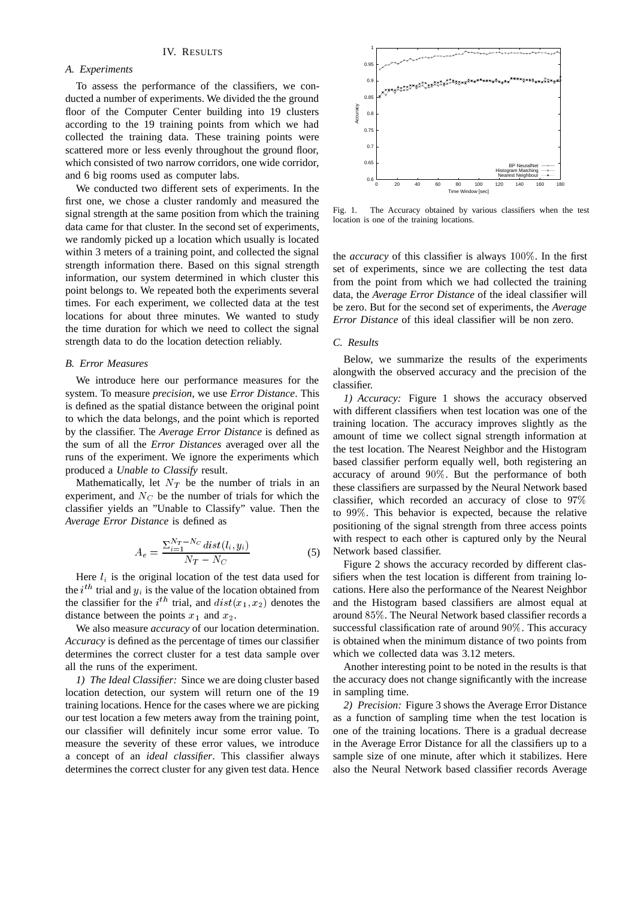## IV. Results

### A. Experiments

To assess the performance of the classifiers, we conducted a number of experiments. We divided the the ground floor of the Computer Center building into 19 clusters according to the 19 training points from which we had collected the training data. These training points were scattered more or less evenly throughout the ground floor, which consisted of two narrow corridors, one wide corridor, and 6 big rooms used as computer labs.

We conducted two different sets of experiments. In the first one, we chose a cluster randomly and measured the signal strength at the same position from which the training data came for that cluster. In the second set of experiments, we randomly picked up a location which usually is located within 3 meters of a training point, and collected the signal strength information there. Based on this signal strength information, our system determined in which cluster this point belongs to. We repeated both the experiments several times. For each experiment, we collected data at the test locations for about three minutes. We wanted to study the time duration for which we need to collect the signal strength data to do the location detection reliably.

### B. Error Measures

We introduce here our performance measures for the system. To measure *precision*, we use *Error Distance*. This is defined as the spatial distance between the original point to which the data belongs, and the point which is reported by the classifier. The *Average Error Distance* is defined as the sum of all the *Error Distances* averaged over all the runs of the experiment. We ignore the experiments which produced a *Unable to Classify* result.

Mathematically, let $N_T$ be the number of trials in an experiment, and $N_C$ be the number of trials for which the classifier yields an "Unable to Classify" value. Then the *Average Error Distance* is defined as

$$A_e = \frac{\Sigma_{i=1}^{N_T - N_C} dist(l_i, y_i)}{N_T - N_C} \tag{5}$$

Here $l_i$ is the original location of the test data used for the $i^{th}$ trial and $y_i$ is the value of the location obtained from the classifier for the $i^{th}$ trial, and $dist(x_1, x_2)$ denotes the distance between the points $x_1$ and $x_2$.

We also measure *accuracy* of our location determination. *Accuracy* is defined as the percentage of times our classifier determines the correct cluster for a test data sample over all the runs of the experiment.

*1) The Ideal Classifier:* Since we are doing cluster based location detection, our system will return one of the 19 training locations. Hence for the cases where we are picking our test location a few meters away from the training point, our classifier will definitely incur some error value. To measure the severity of these error values, we introduce a concept of an *ideal classifier*. This classifier always determines the correct cluster for any given test data. Hence the *accuracy* of this classifier is always $100\%$. In the first set of experiments, since we are collecting the test data from the point from which we had collected the training data, the *Average Error Distance* of the ideal classifier will be zero. But for the second set of experiments, the *Average Error Distance* of this ideal classifier will be non zero.

Fig. 1. The Accuracy obtained by various classifiers when the test location is one of the training locations.

### C. Results

Below, we summarize the results of the experiments alongwith the observed accuracy and the precision of the classifier.

*1) Accuracy:* Figure 1 shows the accuracy observed with different classifiers when test location was one of the training location. The accuracy improves slightly as the amount of time we collect signal strength information at the test location. The Nearest Neighbor and the Histogram based classifier perform equally well, both registering an accuracy of around $90\%$. But the performance of both these classifiers are surpassed by the Neural Network based classifier, which recorded an accuracy of close to $97\%$ to $99\%$. This behavior is expected, because the relative positioning of the signal strength from three access points with respect to each other is captured only by the Neural Network based classifier.

Figure 2 shows the accuracy recorded by different classifiers when the test location is different from training locations. Here also the performance of the Nearest Neighbor and the Histogram based classifiers are almost equal at around $85\%$. The Neural Network based classifier records a successful classification rate of around $90\%$. This accuracy is obtained when the minimum distance of two points from which we collected data was 3.12 meters.

Another interesting point to be noted in the results is that the accuracy does not change significantly with the increase in sampling time.

*2) Precision:* Figure 3 shows the Average Error Distance as a function of sampling time when the test location is one of the training locations. There is a gradual decrease in the Average Error Distance for all the classifiers up to a sample size of one minute, after which it stabilizes. Here also the Neural Network based classifier records Average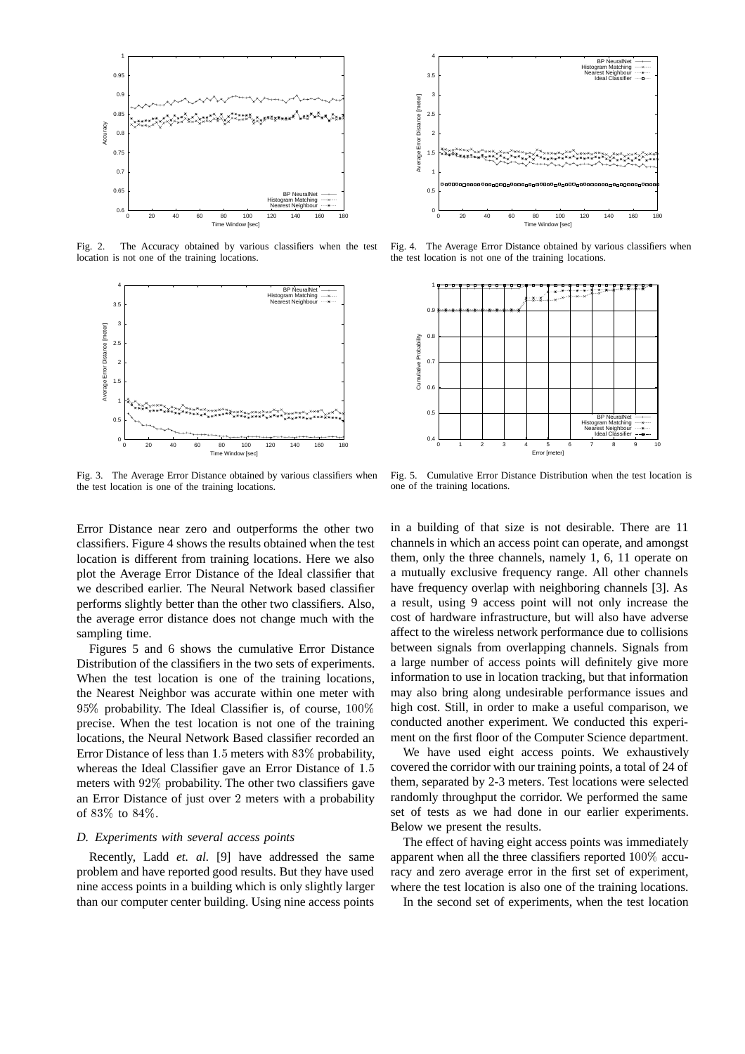Fig. 2. The Accuracy obtained by various classifiers when the test location is not one of the training locations.

Fig. 3. The Average Error Distance obtained by various classifiers when the test location is one of the training locations.

Fig. 4. The Average Error Distance obtained by various classifiers when the test location is not one of the training locations.

Fig. 5. Cumulative Error Distance Distribution when the test location is one of the training locations.

Error Distance near zero and outperforms the other two classifiers. Figure 4 shows the results obtained when the test location is different from training locations. Here we also plot the Average Error Distance of the Ideal classifier that we described earlier. The Neural Network based classifier performs slightly better than the other two classifiers. Also, the average error distance does not change much with the sampling time.

Figures 5 and 6 shows the cumulative Error Distance Distribution of the classifiers in the two sets of experiments. When the test location is one of the training locations, the Nearest Neighbor was accurate within one meter with $95\%$ probability. The Ideal Classifier is, of course, $100\%$ precise. When the test location is not one of the training locations, the Neural Network Based classifier recorded an Error Distance of less than $1.5$ meters with $83\%$ probability, whereas the Ideal Classifier gave an Error Distance of $1.5$ meters with $92\%$ probability. The other two classifiers gave an Error Distance of just over 2 meters with a probability of $83\%$ to $84\%$.

### *D. Experiments with several access points*

Recently, Ladd *et. al.* [9] have addressed the same problem and have reported good results. But they have used nine access points in a building which is only slightly larger than our computer center building. Using nine access points in a building of that size is not desirable. There are 11 channels in which an access point can operate, and amongst them, only the three channels, namely 1, 6, 11 operate on a mutually exclusive frequency range. All other channels have frequency overlap with neighboring channels [3]. As a result, using 9 access point will not only increase the cost of hardware infrastructure, but will also have adverse affect to the wireless network performance due to collisions between signals from overlapping channels. Signals from a large number of access points will definitely give more information to use in location tracking, but that information may also bring along undesirable performance issues and high cost. Still, in order to make a useful comparison, we conducted another experiment. We conducted this experiment on the first floor of the Computer Science department.

We have used eight access points. We exhaustively covered the corridor with our training points, a total of 24 of them, separated by 2-3 meters. Test locations were selected randomly throughput the corridor. We performed the same set of tests as we had done in our earlier experiments. Below we present the results.

The effect of having eight access points was immediately apparent when all the three classifiers reported $100\%$ accuracy and zero average error in the first set of experiment, where the test location is also one of the training locations.

In the second set of experiments, when the test location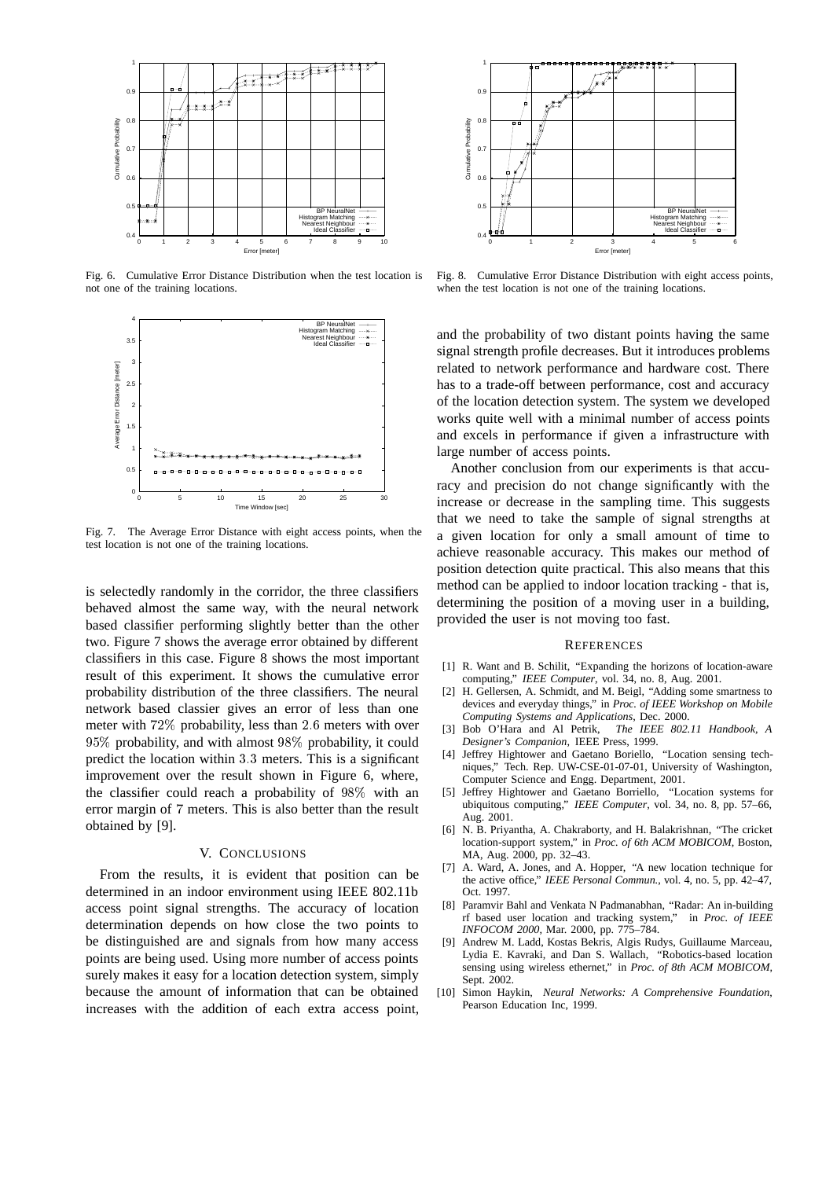1
0.9
0.8
0.7
0.6
0.5
0.4
Cumulative Probability
0 1 2 3 4 5 6 7 8 9 10
Error [meter]
BP NeuralNet
Histogram Matching
Nearest Neighbour
Ideal Classifier

Fig. 6. Cumulative Error Distance Distribution when the test location is not one of the training locations.

4
3.5
3
2.5
2
1.5
1
0.5
0
Average Error Distance [meter]
0 5 10 15 20 25 30
Time Window [sec]
BP NeuralNet
Histogram Matching
Nearest Neighbour
Ideal Classifier

Fig. 7. The Average Error Distance with eight access points, when the test location is not one of the training locations.

is selectedly randomly in the corridor, the three classifiers behaved almost the same way, with the neural network based classifier performing slightly better than the other two. Figure 7 shows the average error obtained by different classifiers in this case. Figure 8 shows the most important result of this experiment. It shows the cumulative error probability distribution of the three classifiers. The neural network based classier gives an error of less than one meter with $72\%$ probability, less than $2.6$ meters with over $95\%$ probability, and with almost $98\%$ probability, it could predict the location within $3.3$ meters. This is a significant improvement over the result shown in Figure 6, where, the classifier could reach a probability of $98\%$ with an error margin of 7 meters. This is also better than the result obtained by [9].

## V. Conclusions

From the results, it is evident that position can be determined in an indoor environment using IEEE 802.11b access point signal strengths. The accuracy of location determination depends on how close the two points to be distinguished are and signals from how many access points are being used. Using more number of access points surely makes it easy for a location detection system, simply because the amount of information that can be obtained increases with the addition of each extra access point, and the probability of two distant points having the same signal strength profile decreases. But it introduces problems related to network performance and hardware cost. There has to a trade-off between performance, cost and accuracy of the location detection system. The system we developed works quite well with a minimal number of access points and excels in performance if given a infrastructure with large number of access points.

Another conclusion from our experiments is that accuracy and precision do not change significantly with the increase or decrease in the sampling time. This suggests that we need to take the sample of signal strengths at a given location for only a small amount of time to achieve reasonable accuracy. This makes our method of position detection quite practical. This also means that this method can be applied to indoor location tracking - that is, determining the position of a moving user in a building, provided the user is not moving too fast.

1
0.9
0.8
0.7
0.6
0.5
0.4
Cumulative Probability
0 1 2 3 4 5 6
Error [meter]
BP NeuralNet
Histogram Matching
Nearest Neighbour
Ideal Classifier

Fig. 8. Cumulative Error Distance Distribution with eight access points, when the test location is not one of the training locations.

## References

[1] R. Want and B. Schilit, "Expanding the horizons of location-aware computing," *IEEE Computer*, vol. 34, no. 8, Aug. 2001.

[2] H. Gellersen, A. Schmidt, and M. Beigl, "Adding some smartness to devices and everyday things," in *Proc. of IEEE Workshop on Mobile Computing Systems and Applications*, Dec. 2000.

[3] Bob O'Hara and Al Petrik, *The IEEE 802.11 Handbook, A Designer's Companion*, IEEE Press, 1999.

[4] Jeffrey Hightower and Gaetano Boriello, "Location sensing techniques," Tech. Rep. UW-CSE-01-07-01, University of Washington, Computer Science and Engg. Department, 2001.

[5] Jeffrey Hightower and Gaetano Borriello, "Location systems for ubiquitous computing," *IEEE Computer*, vol. 34, no. 8, pp. 57–66, Aug. 2001.

[6] N. B. Priyantha, A. Chakraborty, and H. Balakrishnan, "The cricket location-support system," in *Proc. of 6th ACM MOBICOM*, Boston, MA, Aug. 2000, pp. 32–43.

[7] A. Ward, A. Jones, and A. Hopper, "A new location technique for the active office," *IEEE Personal Commun.*, vol. 4, no. 5, pp. 42–47, Oct. 1997.

[8] Paramvir Bahl and Venkata N Padmanabhan, "Radar: An in-building rf based user location and tracking system," in *Proc. of IEEE INFOCOM 2000*, Mar. 2000, pp. 775–784.

[9] Andrew M. Ladd, Kostas Bekris, Algis Rudys, Guillaume Marceau, Lydia E. Kavraki, and Dan S. Wallach, "Robotics-based location sensing using wireless ethernet," in *Proc. of 8th ACM MOBICOM*, Sept. 2002.

[10] Simon Haykin, *Neural Networks: A Comprehensive Foundation*, Pearson Education Inc, 1999.